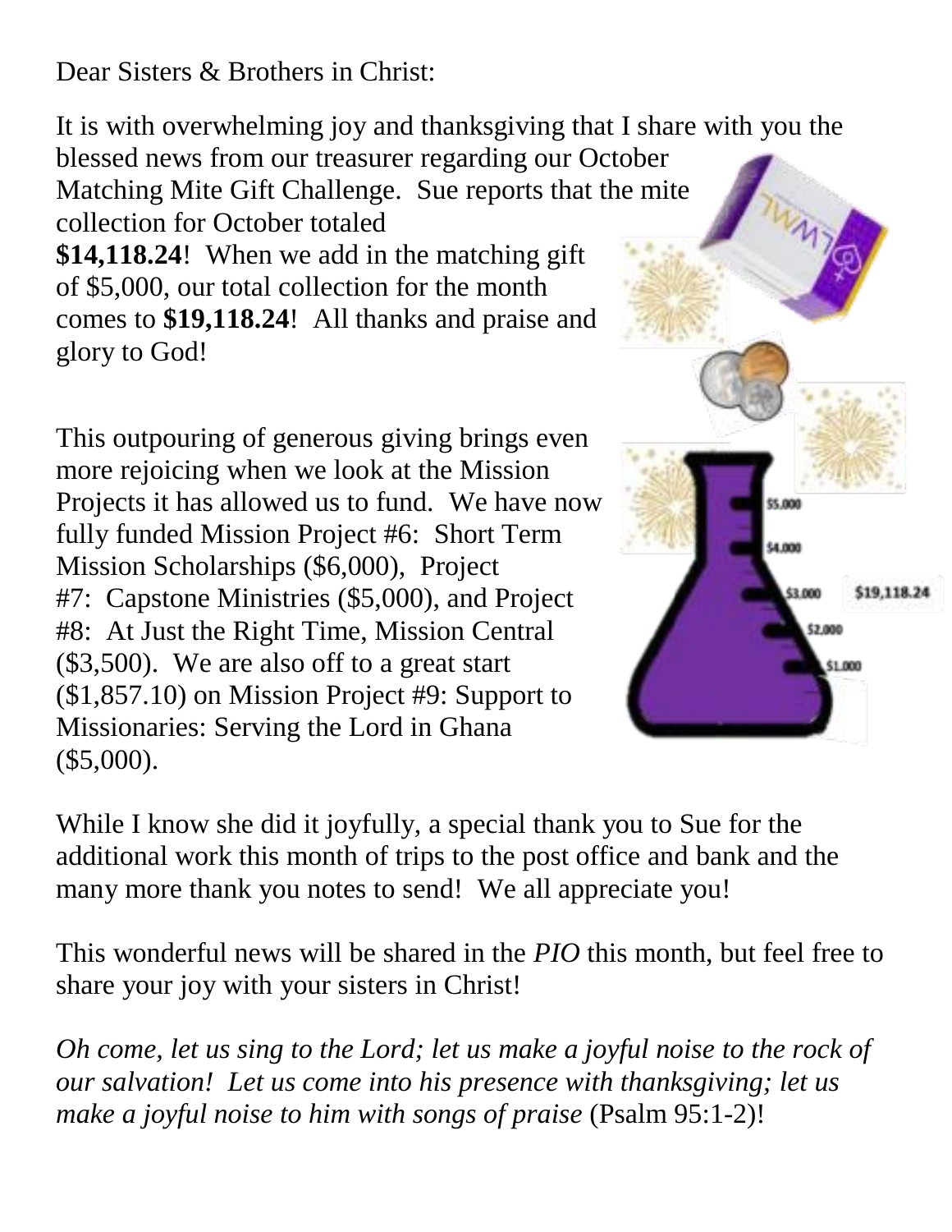Dear Sisters & Brothers in Christ:

It is with overwhelming joy and thanksgiving that I share with you the blessed news from our treasurer regarding our October Matching Mite Gift Challenge. Sue reports that the mite collection for October totaled **$14,118.24**! When we add in the matching gift of $5,000, our total collection for the month comes to **$19,118.24**! All thanks and praise and glory to God!

This outpouring of generous giving brings even more rejoicing when we look at the Mission Projects it has allowed us to fund. We have now fully funded Mission Project #6: Short Term Mission Scholarships ($6,000), Project #7: Capstone Ministries ($5,000), and Project #8: At Just the Right Time, Mission Central ($3,500). We are also off to a great start ($1,857.10) on Mission Project #9: Support to Missionaries: Serving the Lord in Ghana ($5,000).

While I know she did it joyfully, a special thank you to Sue for the additional work this month of trips to the post office and bank and the many more thank you notes to send! We all appreciate you!

This wonderful news will be shared in the *PIO* this month, but feel free to share your joy with your sisters in Christ!

*Oh come, let us sing to the Lord; let us make a joyful noise to the rock of our salvation! Let us come into his presence with thanksgiving; let us make a joyful noise to him with songs of praise* (Psalm 95:1-2)!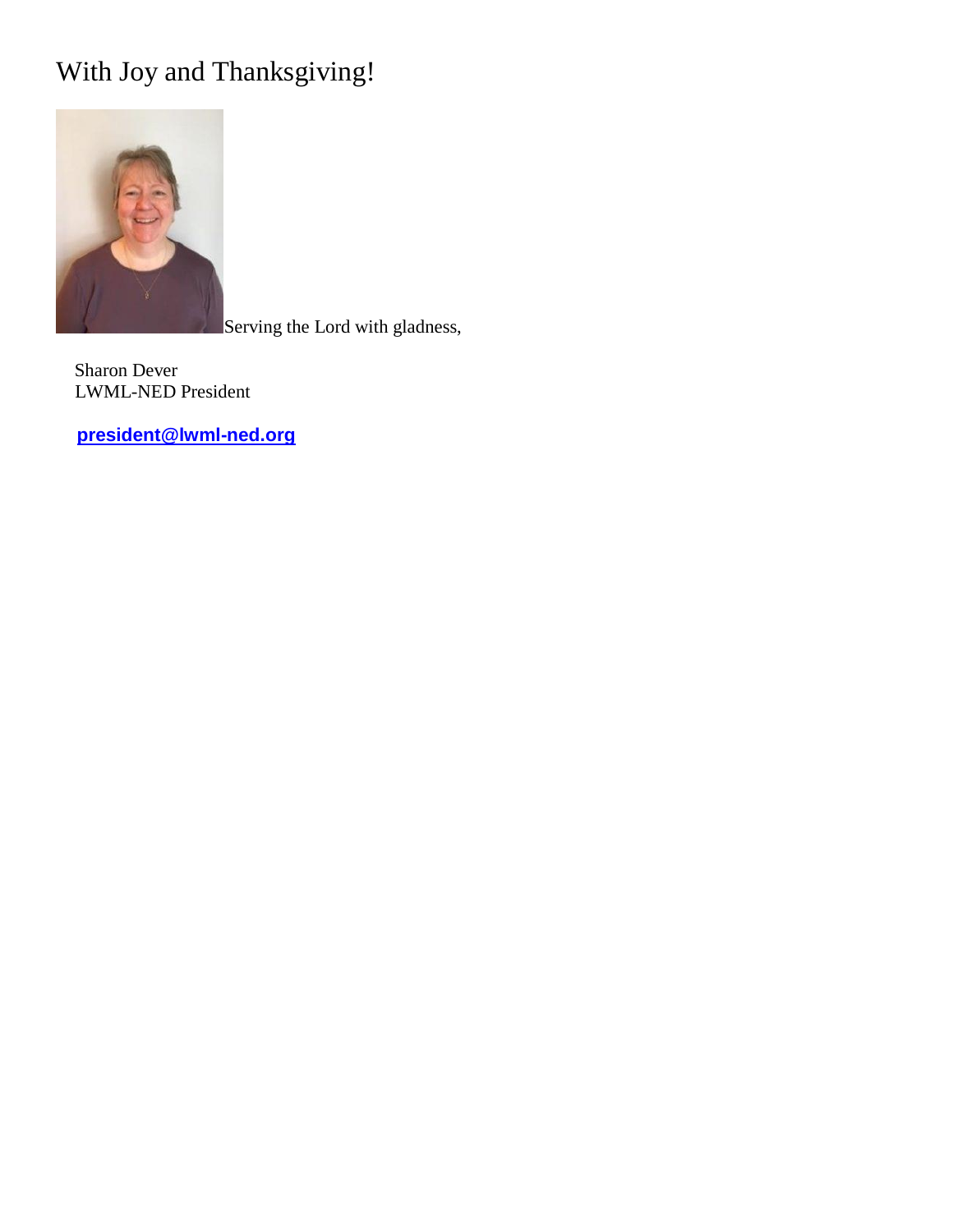With Joy and Thanksgiving!

Serving the Lord with gladness,

Sharon Dever
LWML-NED President

**president@lwml-ned.org**